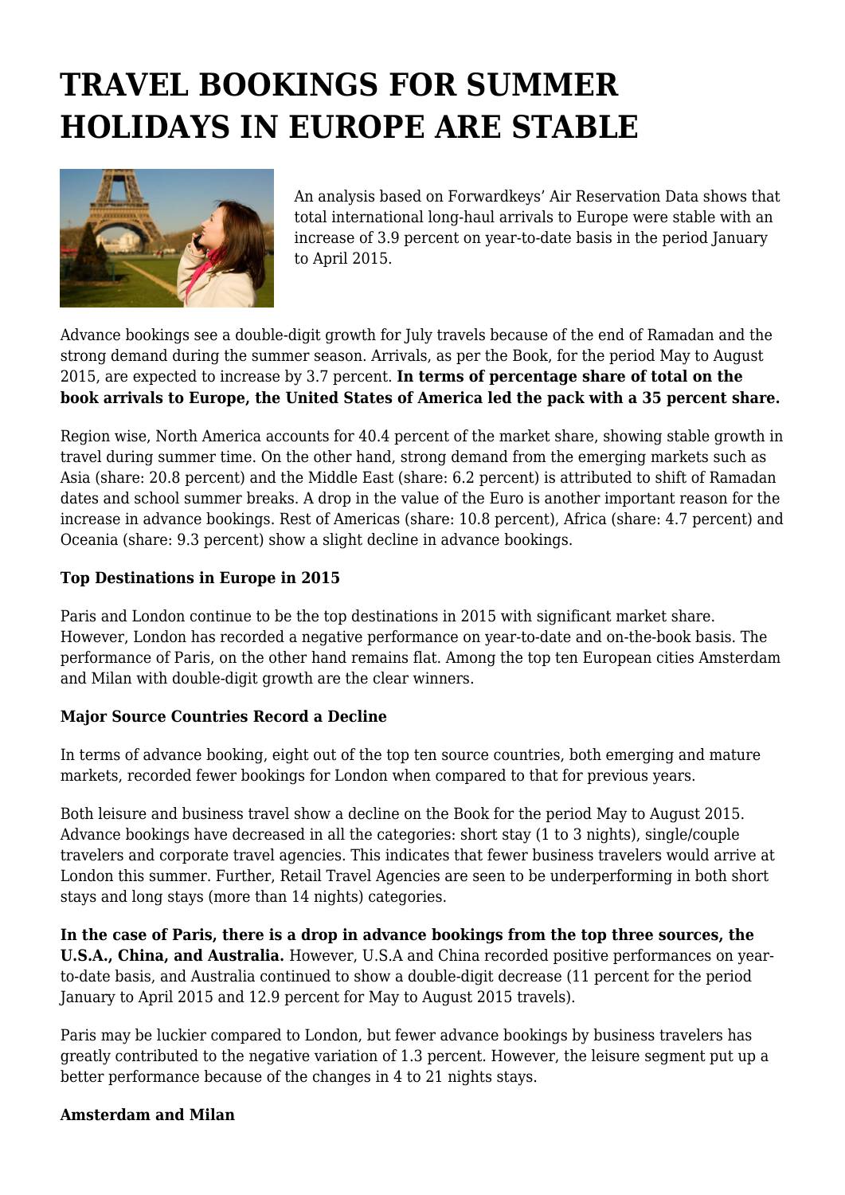# TRAVEL BOOKINGS FOR SUMMER HOLIDAYS IN EUROPE ARE STABLE

An analysis based on Forwardkeys' Air Reservation Data shows that total international long-haul arrivals to Europe were stable with an increase of 3.9 percent on year-to-date basis in the period January to April 2015.

Advance bookings see a double-digit growth for July travels because of the end of Ramadan and the strong demand during the summer season. Arrivals, as per the Book, for the period May to August 2015, are expected to increase by 3.7 percent. **In terms of percentage share of total on the book arrivals to Europe, the United States of America led the pack with a 35 percent share.**

Region wise, North America accounts for 40.4 percent of the market share, showing stable growth in travel during summer time. On the other hand, strong demand from the emerging markets such as Asia (share: 20.8 percent) and the Middle East (share: 6.2 percent) is attributed to shift of Ramadan dates and school summer breaks. A drop in the value of the Euro is another important reason for the increase in advance bookings. Rest of Americas (share: 10.8 percent), Africa (share: 4.7 percent) and Oceania (share: 9.3 percent) show a slight decline in advance bookings.

**Top Destinations in Europe in 2015**

Paris and London continue to be the top destinations in 2015 with significant market share. However, London has recorded a negative performance on year-to-date and on-the-book basis. The performance of Paris, on the other hand remains flat. Among the top ten European cities Amsterdam and Milan with double-digit growth are the clear winners.

**Major Source Countries Record a Decline**

In terms of advance booking, eight out of the top ten source countries, both emerging and mature markets, recorded fewer bookings for London when compared to that for previous years.

Both leisure and business travel show a decline on the Book for the period May to August 2015. Advance bookings have decreased in all the categories: short stay (1 to 3 nights), single/couple travelers and corporate travel agencies. This indicates that fewer business travelers would arrive at London this summer. Further, Retail Travel Agencies are seen to be underperforming in both short stays and long stays (more than 14 nights) categories.

**In the case of Paris, there is a drop in advance bookings from the top three sources, the U.S.A., China, and Australia.** However, U.S.A and China recorded positive performances on year-to-date basis, and Australia continued to show a double-digit decrease (11 percent for the period January to April 2015 and 12.9 percent for May to August 2015 travels).

Paris may be luckier compared to London, but fewer advance bookings by business travelers has greatly contributed to the negative variation of 1.3 percent. However, the leisure segment put up a better performance because of the changes in 4 to 21 nights stays.

**Amsterdam and Milan**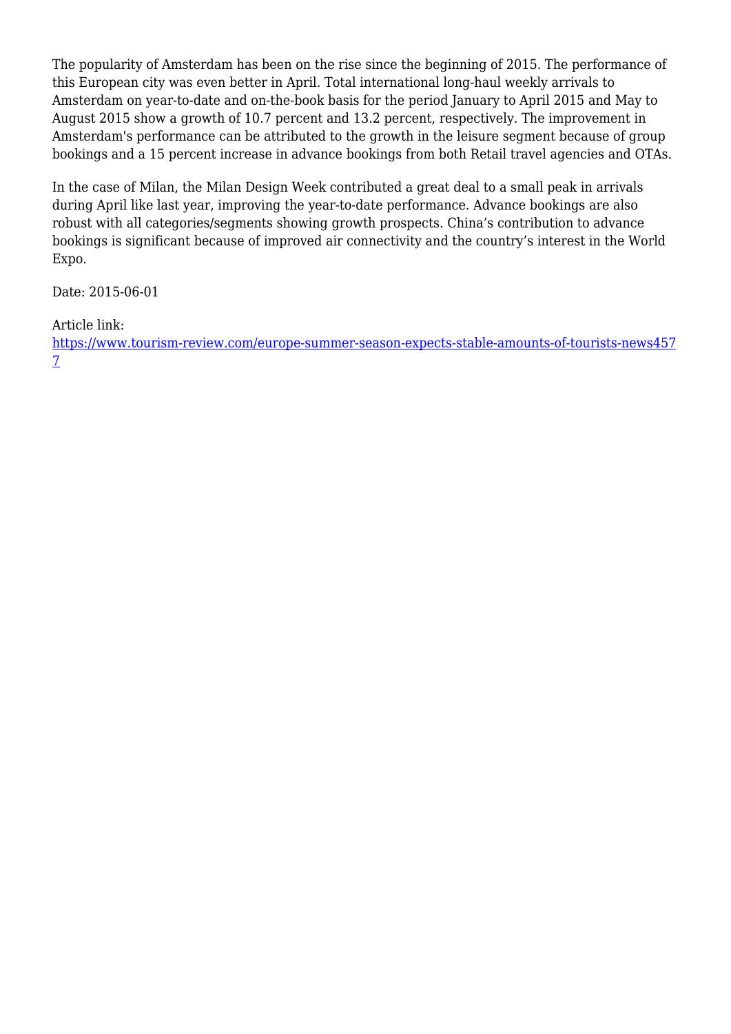The popularity of Amsterdam has been on the rise since the beginning of 2015. The performance of this European city was even better in April. Total international long-haul weekly arrivals to Amsterdam on year-to-date and on-the-book basis for the period January to April 2015 and May to August 2015 show a growth of 10.7 percent and 13.2 percent, respectively. The improvement in Amsterdam's performance can be attributed to the growth in the leisure segment because of group bookings and a 15 percent increase in advance bookings from both Retail travel agencies and OTAs.

In the case of Milan, the Milan Design Week contributed a great deal to a small peak in arrivals during April like last year, improving the year-to-date performance. Advance bookings are also robust with all categories/segments showing growth prospects. China's contribution to advance bookings is significant because of improved air connectivity and the country's interest in the World Expo.

Date: 2015-06-01

Article link:
[https://www.tourism-review.com/europe-summer-season-expects-stable-amounts-of-tourists-news4577](https://www.tourism-review.com/europe-summer-season-expects-stable-amounts-of-tourists-news4577)